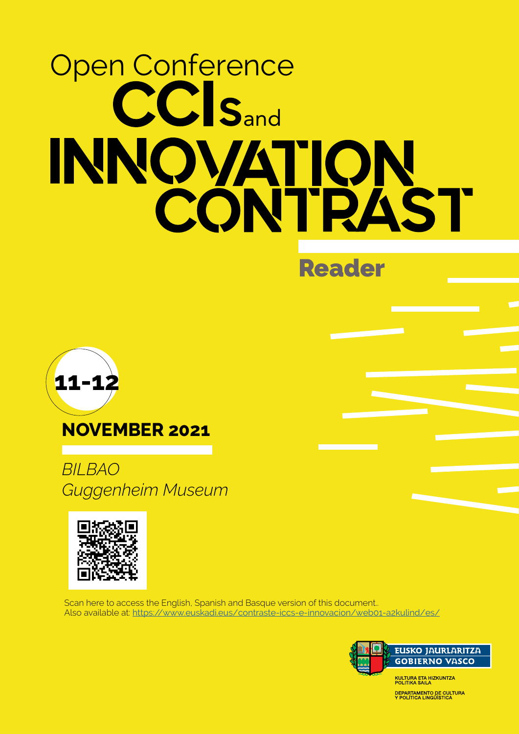# Open Conference CCIs and INNOVATION CONTRAST

## Reader

**11-12**

**NOVEMBER 2021**

*BILBAO*
*Guggenheim Museum*

Scan here to access the English, Spanish and Basque version of this document..
Also available at: https://www.euskadi.eus/contraste-iccs-e-innovacion/web01-a2kulind/es/

EUSKO JAURLARITZA
GOBIERNO VASCO

KULTURA ETA HIZKUNTZA POLITIKA SAILA

DEPARTAMENTO DE CULTURA Y POLÍTICA LINGÜÍSTICA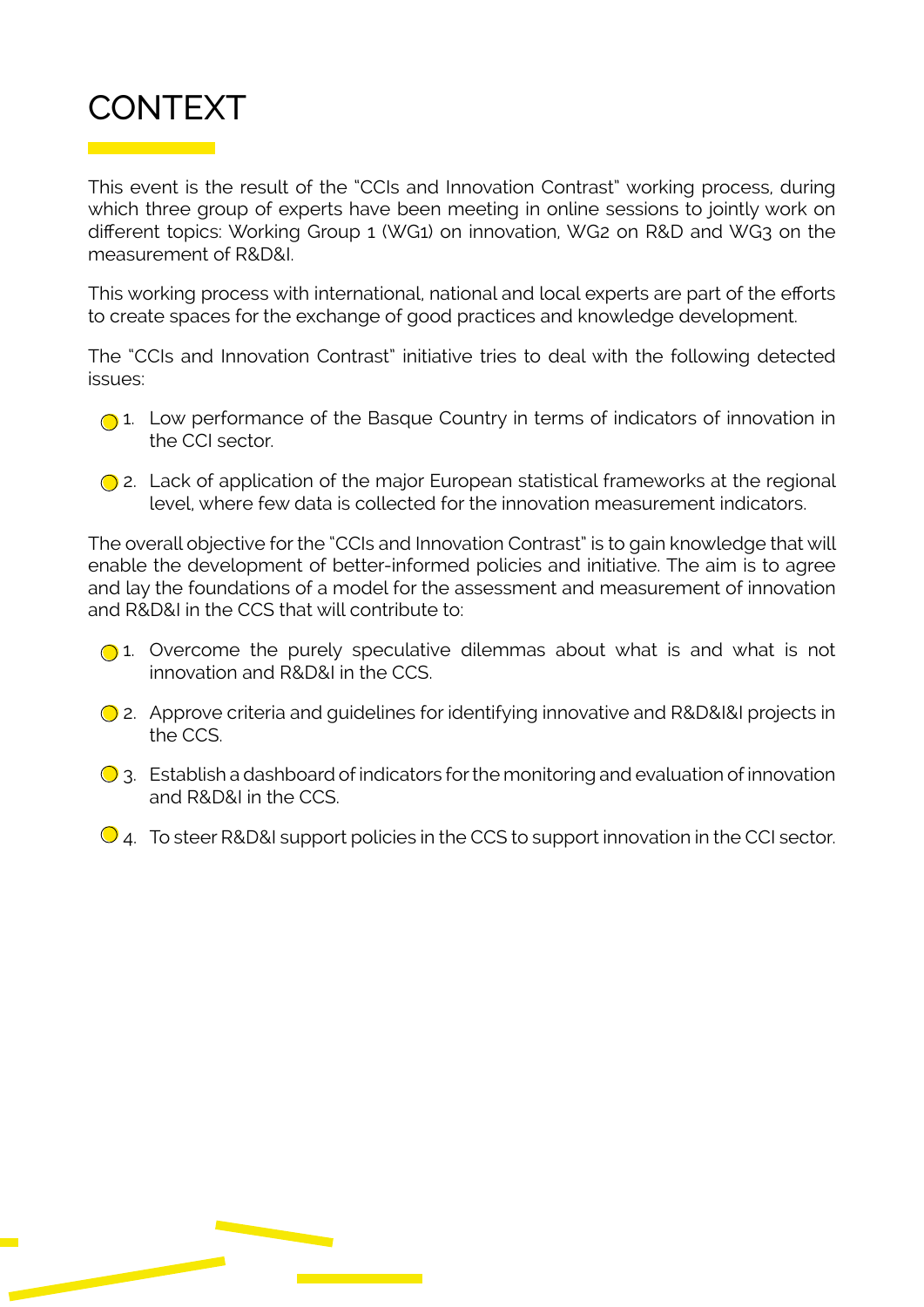# CONTEXT

This event is the result of the "CCIs and Innovation Contrast" working process, during which three group of experts have been meeting in online sessions to jointly work on different topics: Working Group 1 (WG1) on innovation, WG2 on R&D and WG3 on the measurement of R&D&I.

This working process with international, national and local experts are part of the efforts to create spaces for the exchange of good practices and knowledge development.

The "CCIs and Innovation Contrast" initiative tries to deal with the following detected issues:

1. Low performance of the Basque Country in terms of indicators of innovation in the CCI sector.
2. Lack of application of the major European statistical frameworks at the regional level, where few data is collected for the innovation measurement indicators.

The overall objective for the "CCIs and Innovation Contrast" is to gain knowledge that will enable the development of better-informed policies and initiative. The aim is to agree and lay the foundations of a model for the assessment and measurement of innovation and R&D&I in the CCS that will contribute to:

1. Overcome the purely speculative dilemmas about what is and what is not innovation and R&D&I in the CCS.
2. Approve criteria and guidelines for identifying innovative and R&D&I&I projects in the CCS.
3. Establish a dashboard of indicators for the monitoring and evaluation of innovation and R&D&I in the CCS.
4. To steer R&D&I support policies in the CCS to support innovation in the CCI sector.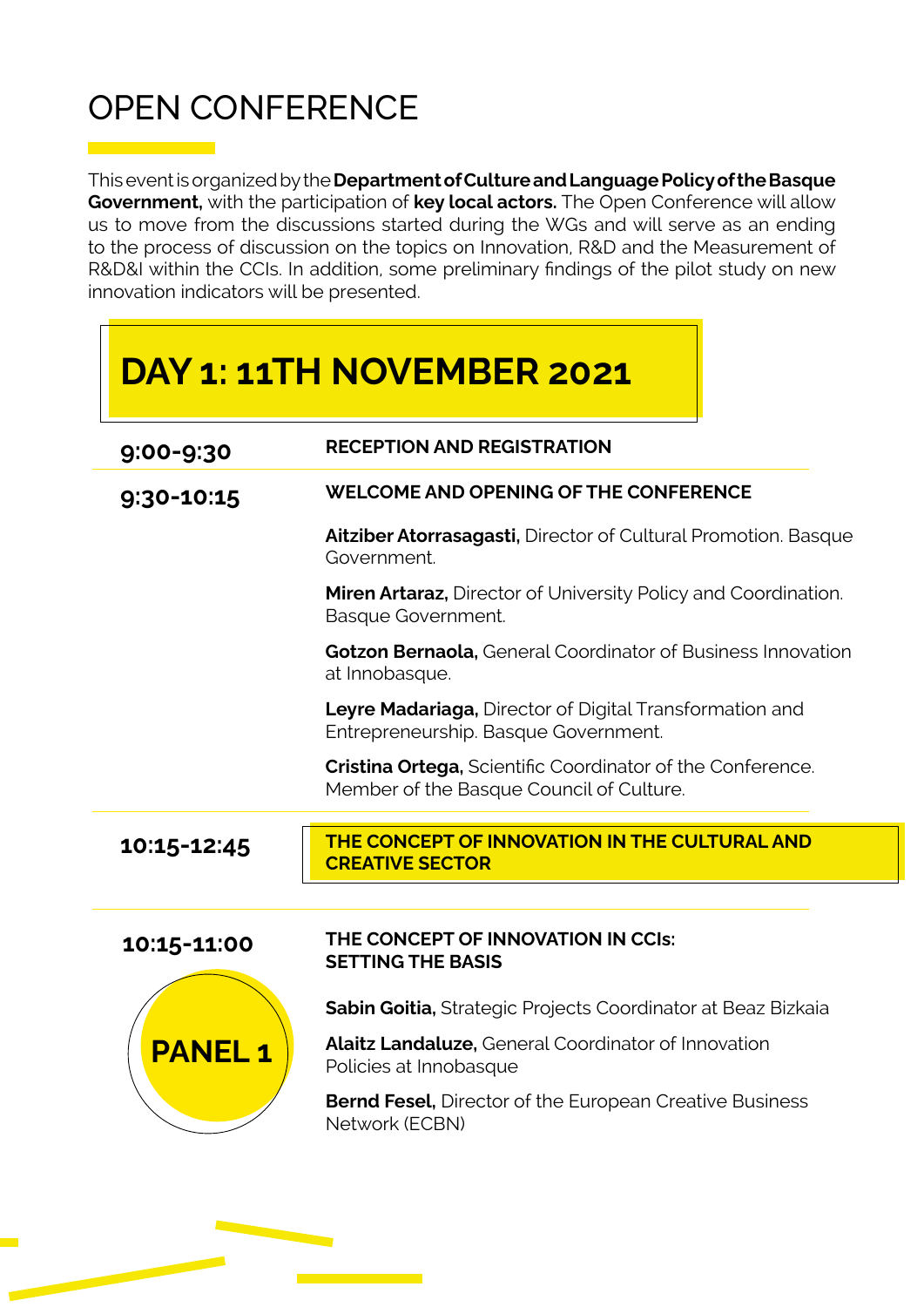# OPEN CONFERENCE

This event is organized by the **Department of Culture and Language Policy of the Basque Government,** with the participation of **key local actors.** The Open Conference will allow us to move from the discussions started during the WGs and will serve as an ending to the process of discussion on the topics on Innovation, R&D and the Measurement of R&D&I within the CCIs. In addition, some preliminary findings of the pilot study on new innovation indicators will be presented.

## DAY 1: 11TH NOVEMBER 2021

**9:00-9:30** — **RECEPTION AND REGISTRATION**

**9:30-10:15** — **WELCOME AND OPENING OF THE CONFERENCE**

**Aitziber Atorrasagasti,** Director of Cultural Promotion. Basque Government.

**Miren Artaraz,** Director of University Policy and Coordination. Basque Government.

**Gotzon Bernaola,** General Coordinator of Business Innovation at Innobasque.

**Leyre Madariaga,** Director of Digital Transformation and Entrepreneurship. Basque Government.

**Cristina Ortega,** Scientific Coordinator of the Conference. Member of the Basque Council of Culture.

**10:15-12:45** — **THE CONCEPT OF INNOVATION IN THE CULTURAL AND CREATIVE SECTOR**

**10:15-11:00** — **PANEL 1**

**THE CONCEPT OF INNOVATION IN CCIs: SETTING THE BASIS**

**Sabin Goitia,** Strategic Projects Coordinator at Beaz Bizkaia

**Alaitz Landaluze,** General Coordinator of Innovation Policies at Innobasque

**Bernd Fesel,** Director of the European Creative Business Network (ECBN)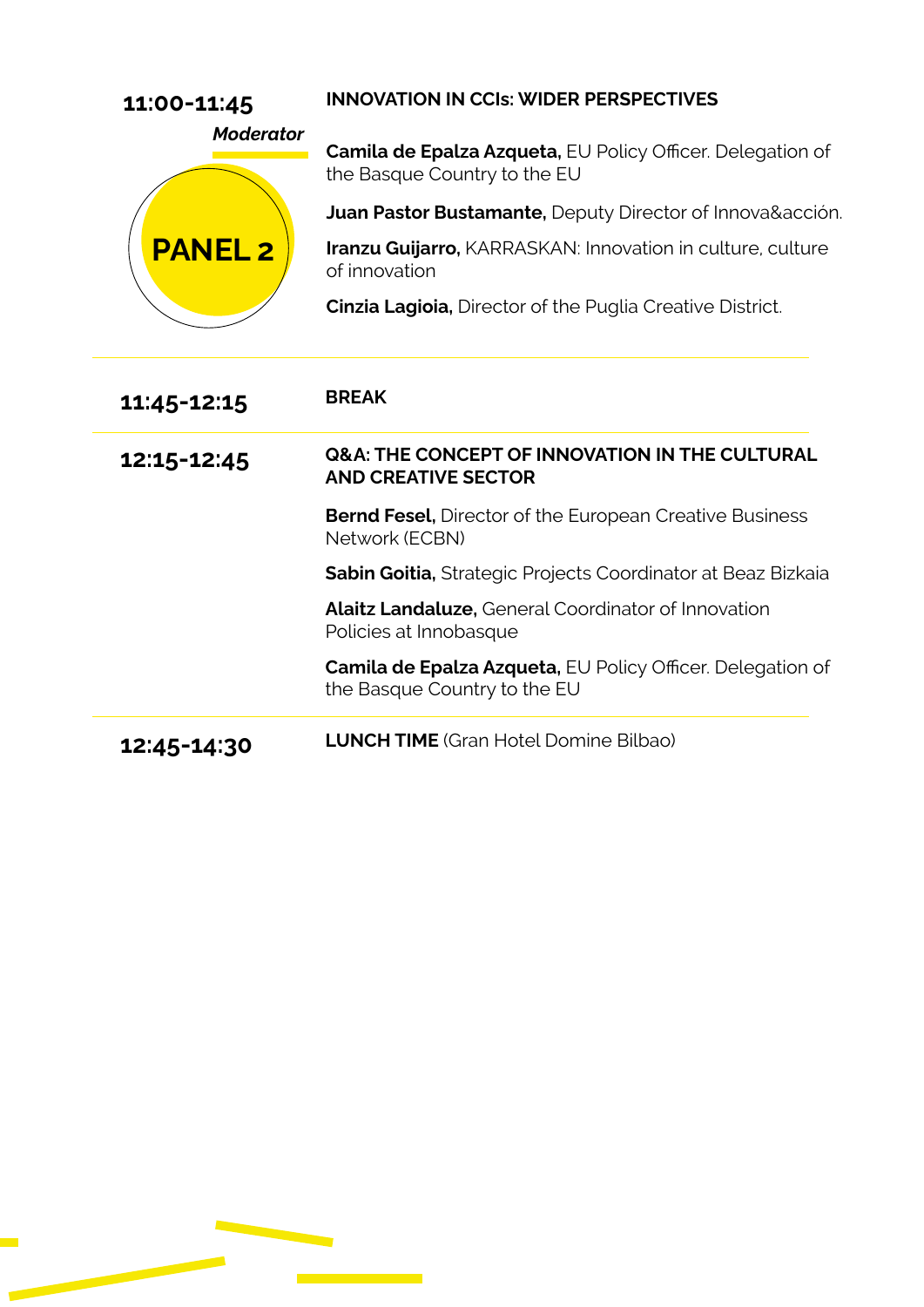**11:00-11:45**

*Moderator*

**PANEL 2**

**INNOVATION IN CCIs: WIDER PERSPECTIVES**

**Camila de Epalza Azqueta,** EU Policy Officer. Delegation of the Basque Country to the EU

**Juan Pastor Bustamante,** Deputy Director of Innova&acción.

**Iranzu Guijarro,** KARRASKAN: Innovation in culture, culture of innovation

**Cinzia Lagioia,** Director of the Puglia Creative District.

---

**11:45-12:15**

**BREAK**

---

**12:15-12:45**

**Q&A: THE CONCEPT OF INNOVATION IN THE CULTURAL AND CREATIVE SECTOR**

**Bernd Fesel,** Director of the European Creative Business Network (ECBN)

**Sabin Goitia,** Strategic Projects Coordinator at Beaz Bizkaia

**Alaitz Landaluze,** General Coordinator of Innovation Policies at Innobasque

**Camila de Epalza Azqueta,** EU Policy Officer. Delegation of the Basque Country to the EU

---

**12:45-14:30**

**LUNCH TIME** (Gran Hotel Domine Bilbao)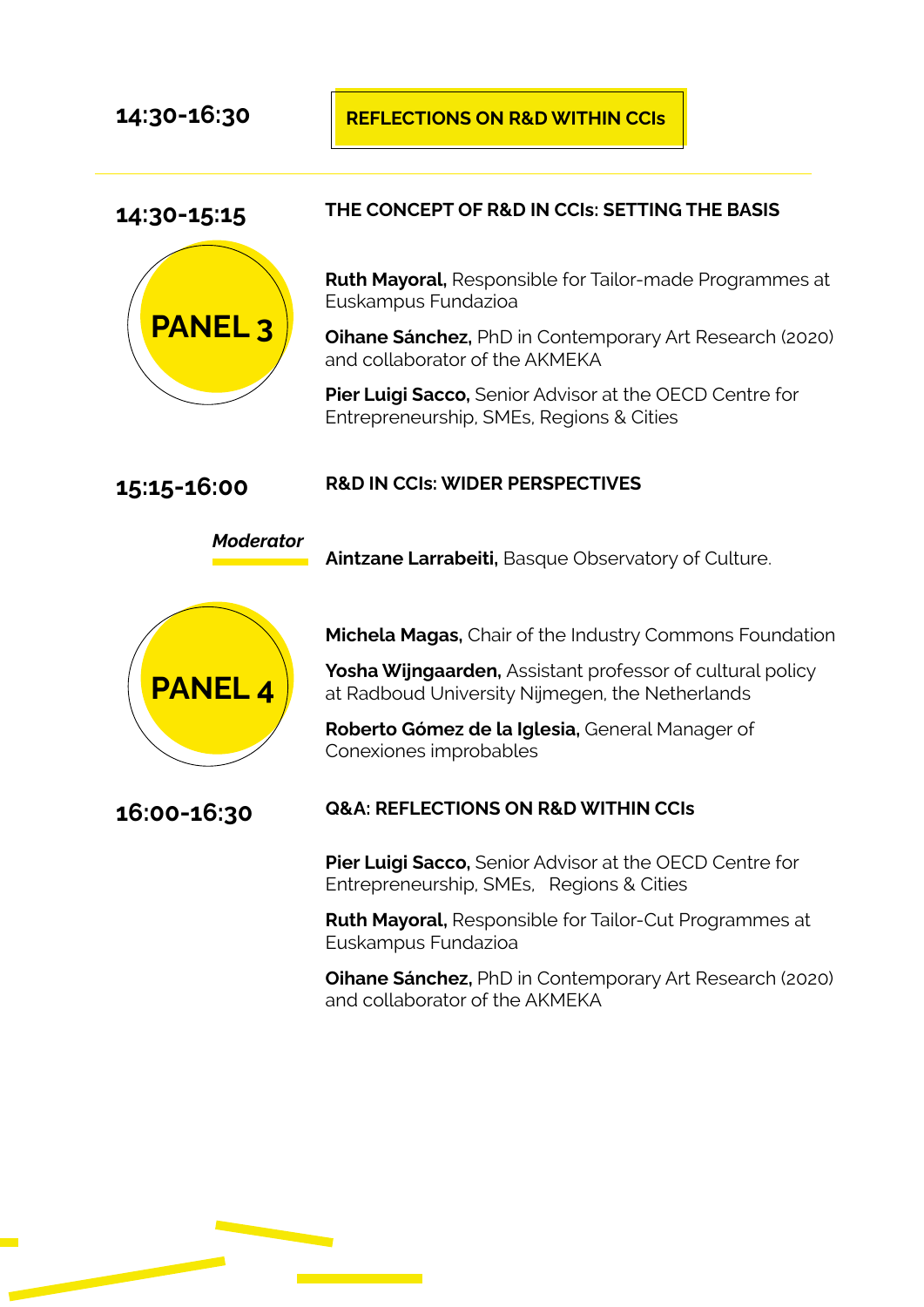**14:30-16:30** **REFLECTIONS ON R&D WITHIN CCIs**

---

**14:30-15:15** **THE CONCEPT OF R&D IN CCIs: SETTING THE BASIS**

**PANEL 3**

**Ruth Mayoral,** Responsible for Tailor-made Programmes at Euskampus Fundazioa

**Oihane Sánchez,** PhD in Contemporary Art Research (2020) and collaborator of the AKMEKA

**Pier Luigi Sacco,** Senior Advisor at the OECD Centre for Entrepreneurship, SMEs, Regions & Cities

**15:15-16:00** **R&D IN CCIs: WIDER PERSPECTIVES**

***Moderator*** **Aintzane Larrabeiti,** Basque Observatory of Culture.

**PANEL 4**

**Michela Magas,** Chair of the Industry Commons Foundation

**Yosha Wijngaarden,** Assistant professor of cultural policy at Radboud University Nijmegen, the Netherlands

**Roberto Gómez de la Iglesia,** General Manager of Conexiones improbables

**16:00-16:30** **Q&A: REFLECTIONS ON R&D WITHIN CCIs**

**Pier Luigi Sacco,** Senior Advisor at the OECD Centre for Entrepreneurship, SMEs, Regions & Cities

**Ruth Mayoral,** Responsible for Tailor-Cut Programmes at Euskampus Fundazioa

**Oihane Sánchez,** PhD in Contemporary Art Research (2020) and collaborator of the AKMEKA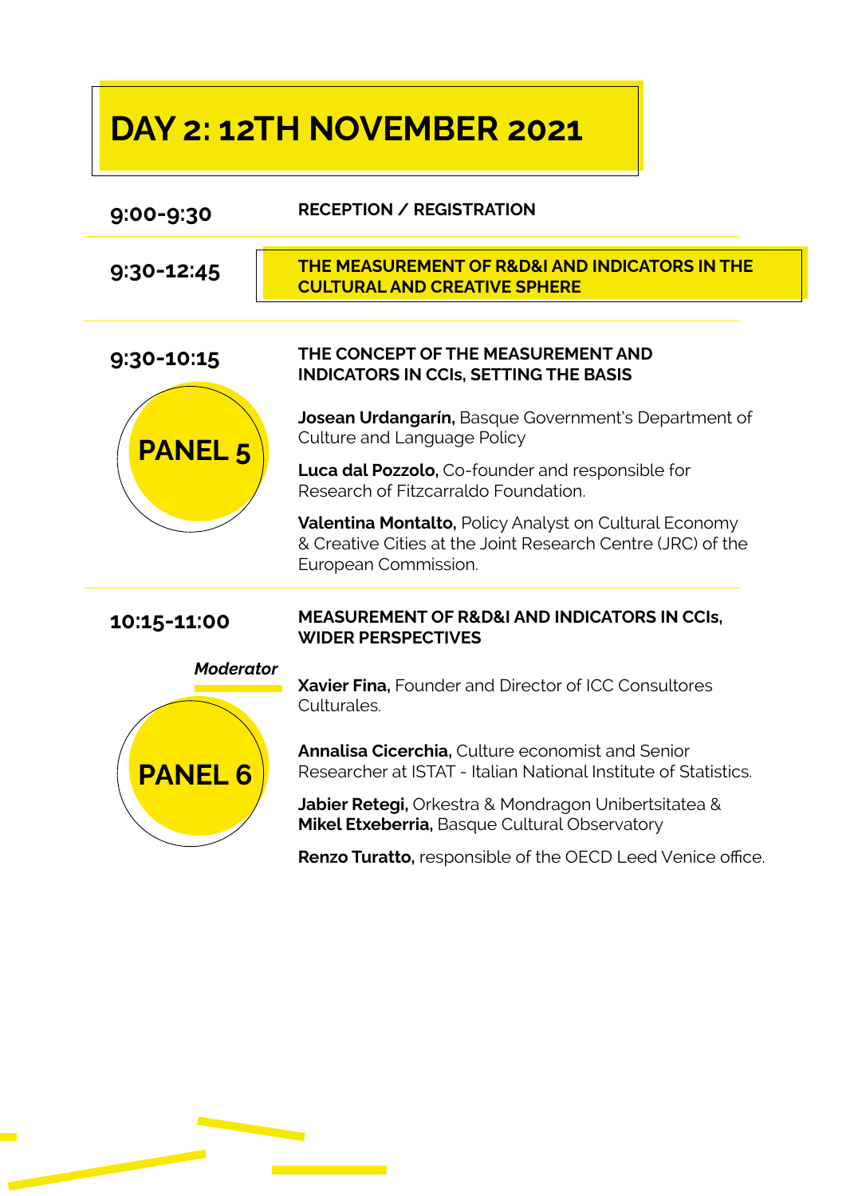# DAY 2: 12TH NOVEMBER 2021

**9:00-9:30** — **RECEPTION / REGISTRATION**

**9:30-12:45** — **THE MEASUREMENT OF R&D&I AND INDICATORS IN THE CULTURAL AND CREATIVE SPHERE**

**9:30-10:15**

## PANEL 5

**THE CONCEPT OF THE MEASUREMENT AND INDICATORS IN CCIs, SETTING THE BASIS**

**Josean Urdangarín,** Basque Government's Department of Culture and Language Policy

**Luca dal Pozzolo,** Co-founder and responsible for Research of Fitzcarraldo Foundation.

**Valentina Montalto,** Policy Analyst on Cultural Economy & Creative Cities at the Joint Research Centre (JRC) of the European Commission.

**10:15-11:00**

## PANEL 6

**MEASUREMENT OF R&D&I AND INDICATORS IN CCIs, WIDER PERSPECTIVES**

*Moderator*

**Xavier Fina,** Founder and Director of ICC Consultores Culturales.

**Annalisa Cicerchia,** Culture economist and Senior Researcher at ISTAT - Italian National Institute of Statistics.

**Jabier Retegi,** Orkestra & Mondragon Unibertsitatea & **Mikel Etxeberria,** Basque Cultural Observatory

**Renzo Turatto,** responsible of the OECD Leed Venice office.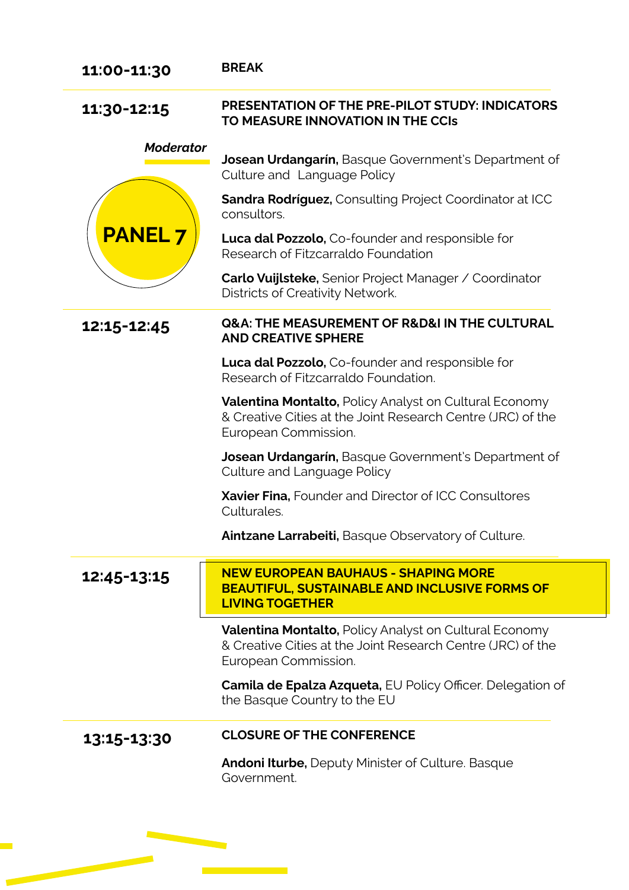**11:00-11:30** **BREAK**

---

**11:30-12:15** **PRESENTATION OF THE PRE-PILOT STUDY: INDICATORS TO MEASURE INNOVATION IN THE CCIs**

***Moderator***

**PANEL 7**

**Josean Urdangarín,** Basque Government's Department of Culture and Language Policy

**Sandra Rodríguez,** Consulting Project Coordinator at ICC consultors.

**Luca dal Pozzolo,** Co-founder and responsible for Research of Fitzcarraldo Foundation

**Carlo Vuijlsteke,** Senior Project Manager / Coordinator Districts of Creativity Network.

---

**12:15-12:45** **Q&A: THE MEASUREMENT OF R&D&I IN THE CULTURAL AND CREATIVE SPHERE**

**Luca dal Pozzolo,** Co-founder and responsible for Research of Fitzcarraldo Foundation.

**Valentina Montalto,** Policy Analyst on Cultural Economy & Creative Cities at the Joint Research Centre (JRC) of the European Commission.

**Josean Urdangarín,** Basque Government's Department of Culture and Language Policy

**Xavier Fina,** Founder and Director of ICC Consultores Culturales.

**Aintzane Larrabeiti,** Basque Observatory of Culture.

---

**12:45-13:15** **NEW EUROPEAN BAUHAUS - SHAPING MORE BEAUTIFUL, SUSTAINABLE AND INCLUSIVE FORMS OF LIVING TOGETHER**

**Valentina Montalto,** Policy Analyst on Cultural Economy & Creative Cities at the Joint Research Centre (JRC) of the European Commission.

**Camila de Epalza Azqueta,** EU Policy Officer. Delegation of the Basque Country to the EU

---

**13:15-13:30** **CLOSURE OF THE CONFERENCE**

**Andoni Iturbe,** Deputy Minister of Culture. Basque Government.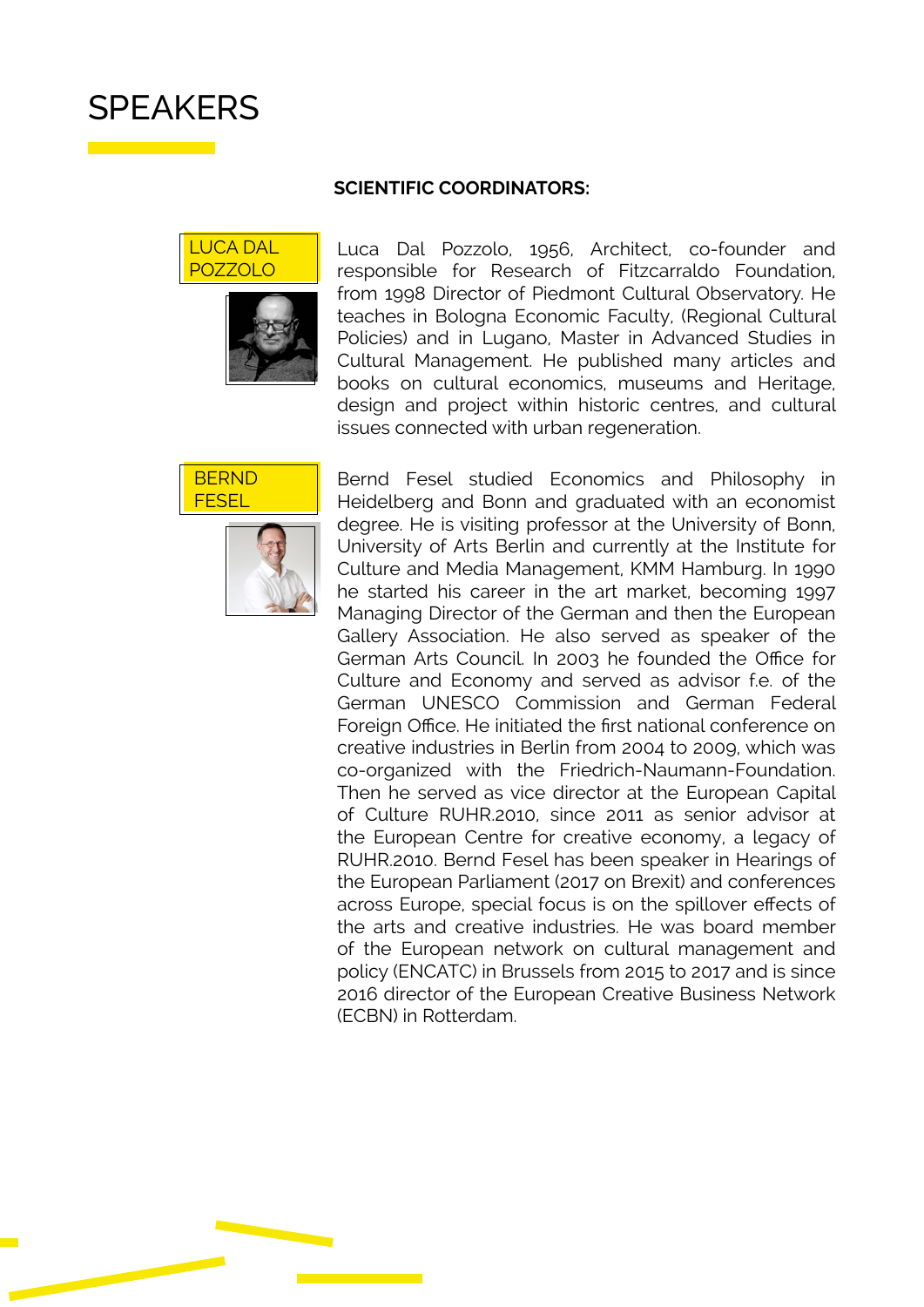# SPEAKERS

**SCIENTIFIC COORDINATORS:**

### LUCA DAL POZZOLO

Luca Dal Pozzolo, 1956, Architect, co-founder and responsible for Research of Fitzcarraldo Foundation, from 1998 Director of Piedmont Cultural Observatory. He teaches in Bologna Economic Faculty, (Regional Cultural Policies) and in Lugano, Master in Advanced Studies in Cultural Management. He published many articles and books on cultural economics, museums and Heritage, design and project within historic centres, and cultural issues connected with urban regeneration.

### BERND FESEL

Bernd Fesel studied Economics and Philosophy in Heidelberg and Bonn and graduated with an economist degree. He is visiting professor at the University of Bonn, University of Arts Berlin and currently at the Institute for Culture and Media Management, KMM Hamburg. In 1990 he started his career in the art market, becoming 1997 Managing Director of the German and then the European Gallery Association. He also served as speaker of the German Arts Council. In 2003 he founded the Office for Culture and Economy and served as advisor f.e. of the German UNESCO Commission and German Federal Foreign Office. He initiated the first national conference on creative industries in Berlin from 2004 to 2009, which was co-organized with the Friedrich-Naumann-Foundation. Then he served as vice director at the European Capital of Culture RUHR.2010, since 2011 as senior advisor at the European Centre for creative economy, a legacy of RUHR.2010. Bernd Fesel has been speaker in Hearings of the European Parliament (2017 on Brexit) and conferences across Europe, special focus is on the spillover effects of the arts and creative industries. He was board member of the European network on cultural management and policy (ENCATC) in Brussels from 2015 to 2017 and is since 2016 director of the European Creative Business Network (ECBN) in Rotterdam.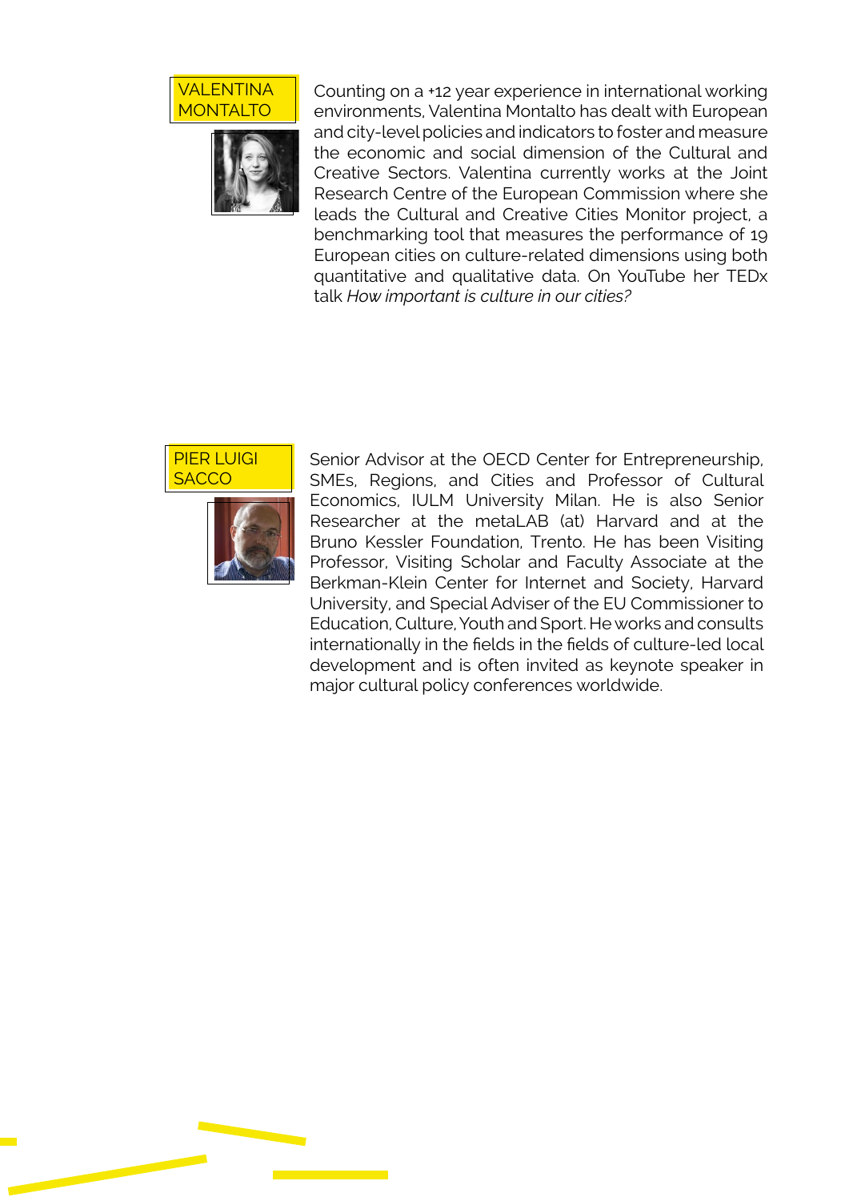## VALENTINA MONTALTO

Counting on a +12 year experience in international working environments, Valentina Montalto has dealt with European and city-level policies and indicators to foster and measure the economic and social dimension of the Cultural and Creative Sectors. Valentina currently works at the Joint Research Centre of the European Commission where she leads the Cultural and Creative Cities Monitor project, a benchmarking tool that measures the performance of 19 European cities on culture-related dimensions using both quantitative and qualitative data. On YouTube her TEDx talk *How important is culture in our cities?*

## PIER LUIGI SACCO

Senior Advisor at the OECD Center for Entrepreneurship, SMEs, Regions, and Cities and Professor of Cultural Economics, IULM University Milan. He is also Senior Researcher at the metaLAB (at) Harvard and at the Bruno Kessler Foundation, Trento. He has been Visiting Professor, Visiting Scholar and Faculty Associate at the Berkman-Klein Center for Internet and Society, Harvard University, and Special Adviser of the EU Commissioner to Education, Culture, Youth and Sport. He works and consults internationally in the fields in the fields of culture-led local development and is often invited as keynote speaker in major cultural policy conferences worldwide.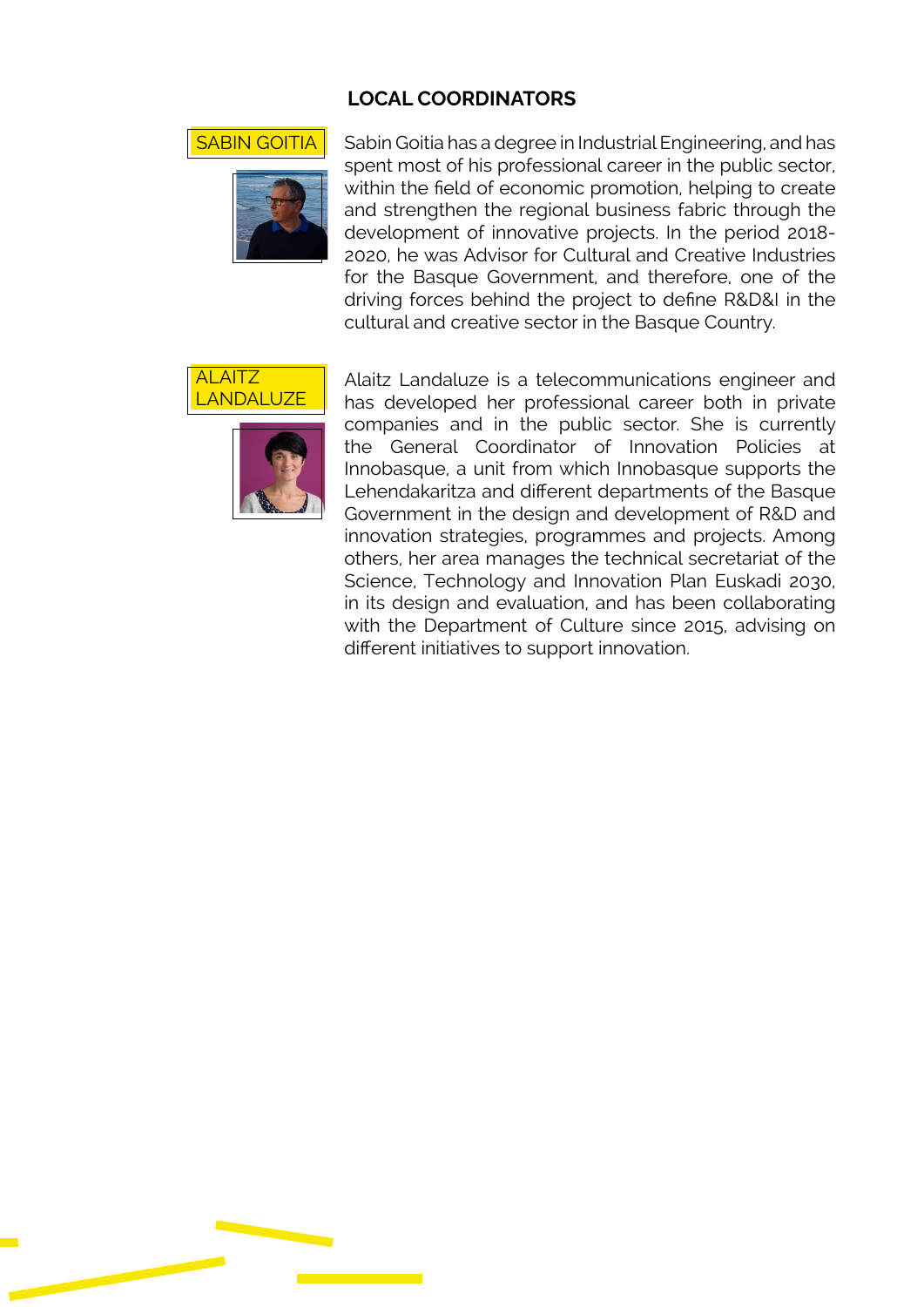## LOCAL COORDINATORS

### SABIN GOITIA

Sabin Goitia has a degree in Industrial Engineering, and has spent most of his professional career in the public sector, within the field of economic promotion, helping to create and strengthen the regional business fabric through the development of innovative projects. In the period 2018-2020, he was Advisor for Cultural and Creative Industries for the Basque Government, and therefore, one of the driving forces behind the project to define R&D&I in the cultural and creative sector in the Basque Country.

### ALAITZ LANDALUZE

Alaitz Landaluze is a telecommunications engineer and has developed her professional career both in private companies and in the public sector. She is currently the General Coordinator of Innovation Policies at Innobasque, a unit from which Innobasque supports the Lehendakaritza and different departments of the Basque Government in the design and development of R&D and innovation strategies, programmes and projects. Among others, her area manages the technical secretariat of the Science, Technology and Innovation Plan Euskadi 2030, in its design and evaluation, and has been collaborating with the Department of Culture since 2015, advising on different initiatives to support innovation.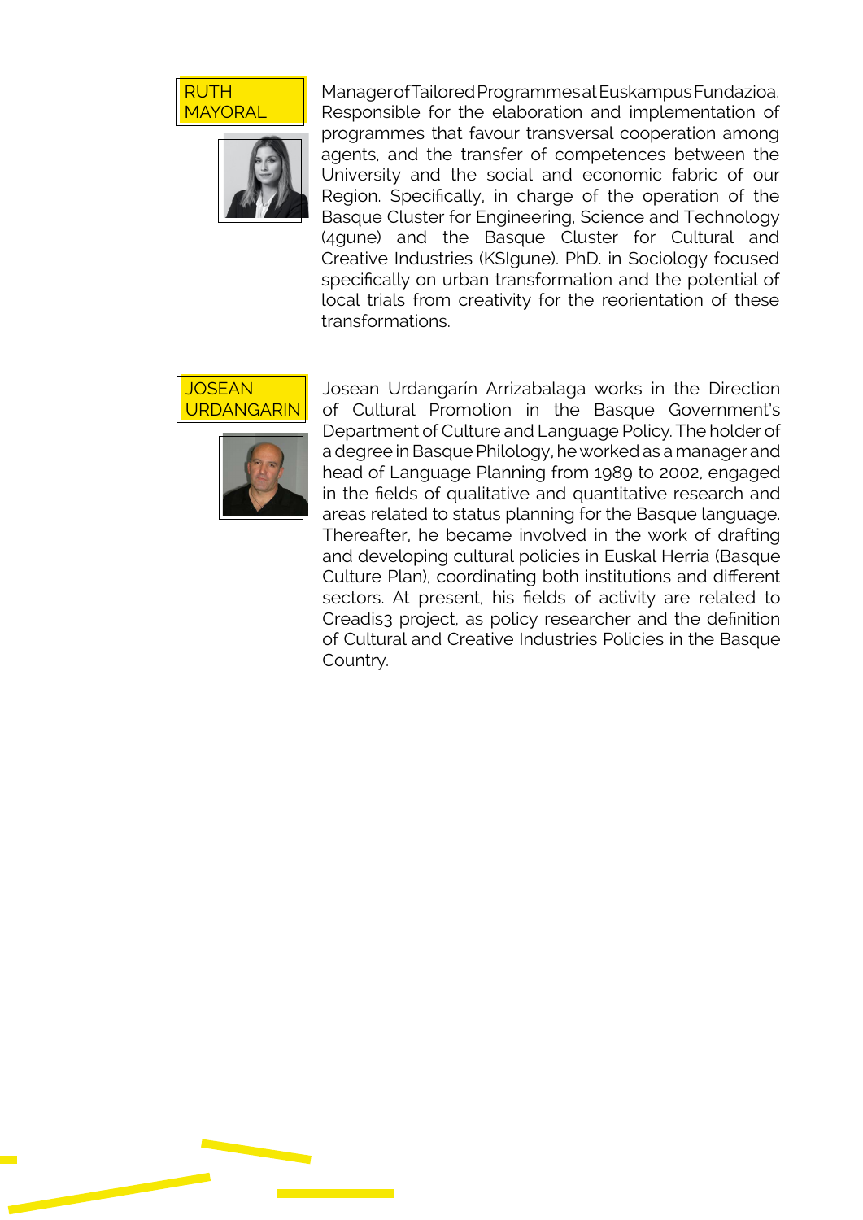## RUTH MAYORAL

Manager of Tailored Programmes at Euskampus Fundazioa. Responsible for the elaboration and implementation of programmes that favour transversal cooperation among agents, and the transfer of competences between the University and the social and economic fabric of our Region. Specifically, in charge of the operation of the Basque Cluster for Engineering, Science and Technology (4gune) and the Basque Cluster for Cultural and Creative Industries (KSIgune). PhD. in Sociology focused specifically on urban transformation and the potential of local trials from creativity for the reorientation of these transformations.

## JOSEAN URDANGARIN

Josean Urdangarín Arrizabalaga works in the Direction of Cultural Promotion in the Basque Government's Department of Culture and Language Policy. The holder of a degree in Basque Philology, he worked as a manager and head of Language Planning from 1989 to 2002, engaged in the fields of qualitative and quantitative research and areas related to status planning for the Basque language. Thereafter, he became involved in the work of drafting and developing cultural policies in Euskal Herria (Basque Culture Plan), coordinating both institutions and different sectors. At present, his fields of activity are related to Creadis3 project, as policy researcher and the definition of Cultural and Creative Industries Policies in the Basque Country.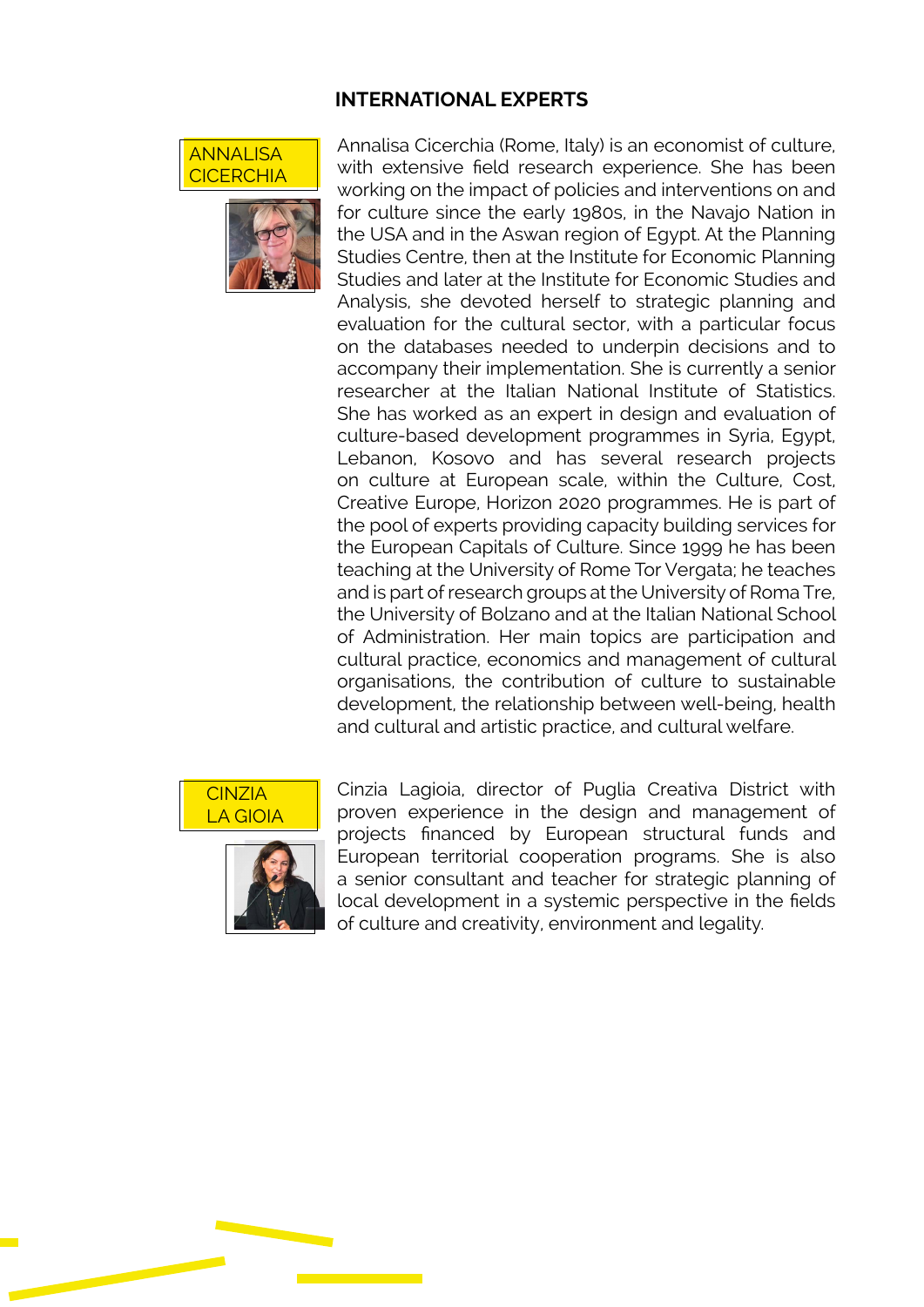## INTERNATIONAL EXPERTS

**ANNALISA CICERCHIA**

Annalisa Cicerchia (Rome, Italy) is an economist of culture, with extensive field research experience. She has been working on the impact of policies and interventions on and for culture since the early 1980s, in the Navajo Nation in the USA and in the Aswan region of Egypt. At the Planning Studies Centre, then at the Institute for Economic Planning Studies and later at the Institute for Economic Studies and Analysis, she devoted herself to strategic planning and evaluation for the cultural sector, with a particular focus on the databases needed to underpin decisions and to accompany their implementation. She is currently a senior researcher at the Italian National Institute of Statistics. She has worked as an expert in design and evaluation of culture-based development programmes in Syria, Egypt, Lebanon, Kosovo and has several research projects on culture at European scale, within the Culture, Cost, Creative Europe, Horizon 2020 programmes. He is part of the pool of experts providing capacity building services for the European Capitals of Culture. Since 1999 he has been teaching at the University of Rome Tor Vergata; he teaches and is part of research groups at the University of Roma Tre, the University of Bolzano and at the Italian National School of Administration. Her main topics are participation and cultural practice, economics and management of cultural organisations, the contribution of culture to sustainable development, the relationship between well-being, health and cultural and artistic practice, and cultural welfare.

**CINZIA LA GIOIA**

Cinzia Lagioia, director of Puglia Creativa District with proven experience in the design and management of projects financed by European structural funds and European territorial cooperation programs. She is also a senior consultant and teacher for strategic planning of local development in a systemic perspective in the fields of culture and creativity, environment and legality.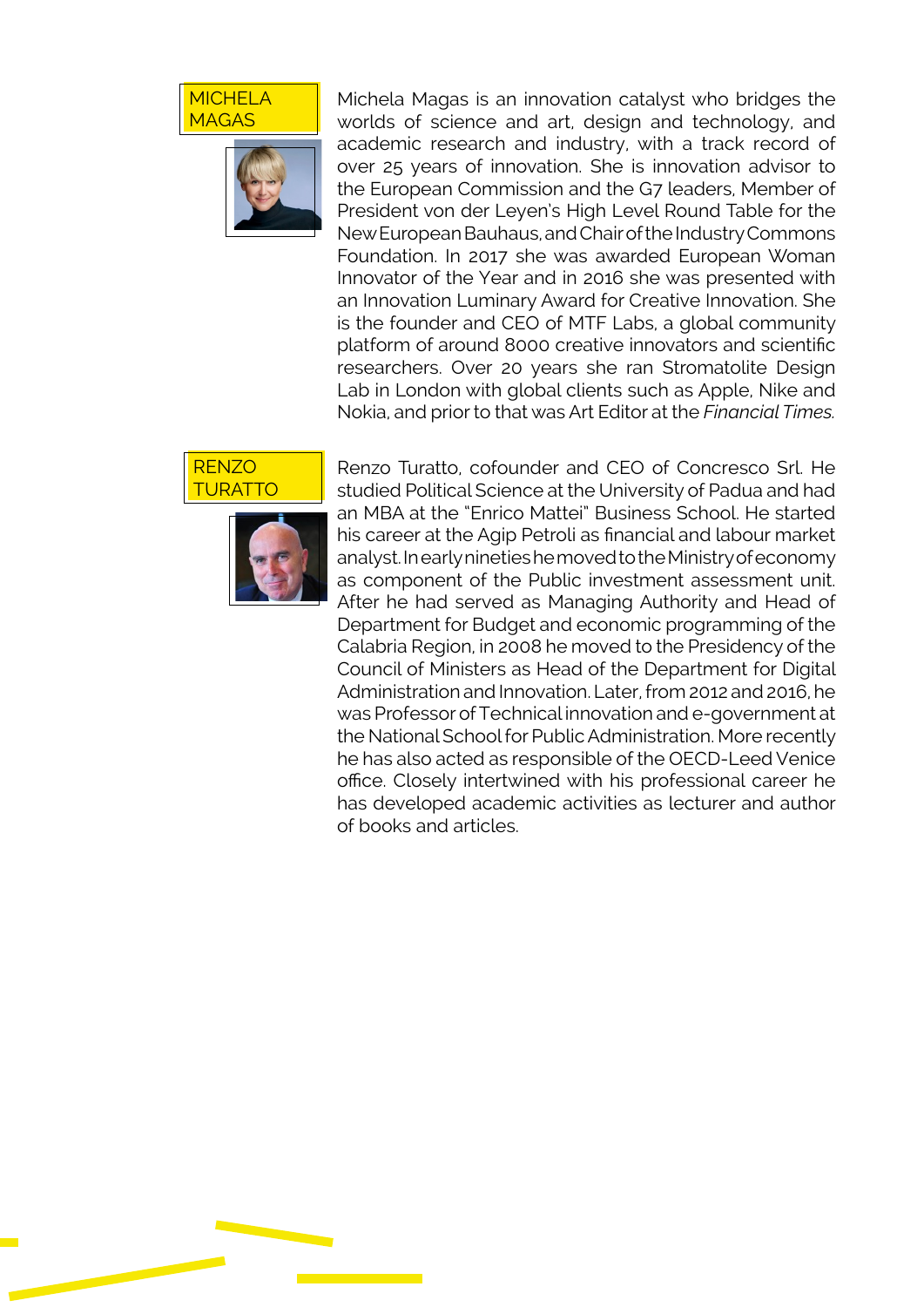## MICHELA MAGAS

Michela Magas is an innovation catalyst who bridges the worlds of science and art, design and technology, and academic research and industry, with a track record of over 25 years of innovation. She is innovation advisor to the European Commission and the G7 leaders, Member of President von der Leyen's High Level Round Table for the New European Bauhaus, and Chair of the Industry Commons Foundation. In 2017 she was awarded European Woman Innovator of the Year and in 2016 she was presented with an Innovation Luminary Award for Creative Innovation. She is the founder and CEO of MTF Labs, a global community platform of around 8000 creative innovators and scientific researchers. Over 20 years she ran Stromatolite Design Lab in London with global clients such as Apple, Nike and Nokia, and prior to that was Art Editor at the *Financial Times.*

## RENZO TURATTO

Renzo Turatto, cofounder and CEO of Concresco Srl. He studied Political Science at the University of Padua and had an MBA at the "Enrico Mattei" Business School. He started his career at the Agip Petroli as financial and labour market analyst. In early nineties he moved to the Ministry of economy as component of the Public investment assessment unit. After he had served as Managing Authority and Head of Department for Budget and economic programming of the Calabria Region, in 2008 he moved to the Presidency of the Council of Ministers as Head of the Department for Digital Administration and Innovation. Later, from 2012 and 2016, he was Professor of Technical innovation and e-government at the National School for Public Administration. More recently he has also acted as responsible of the OECD-Leed Venice office. Closely intertwined with his professional career he has developed academic activities as lecturer and author of books and articles.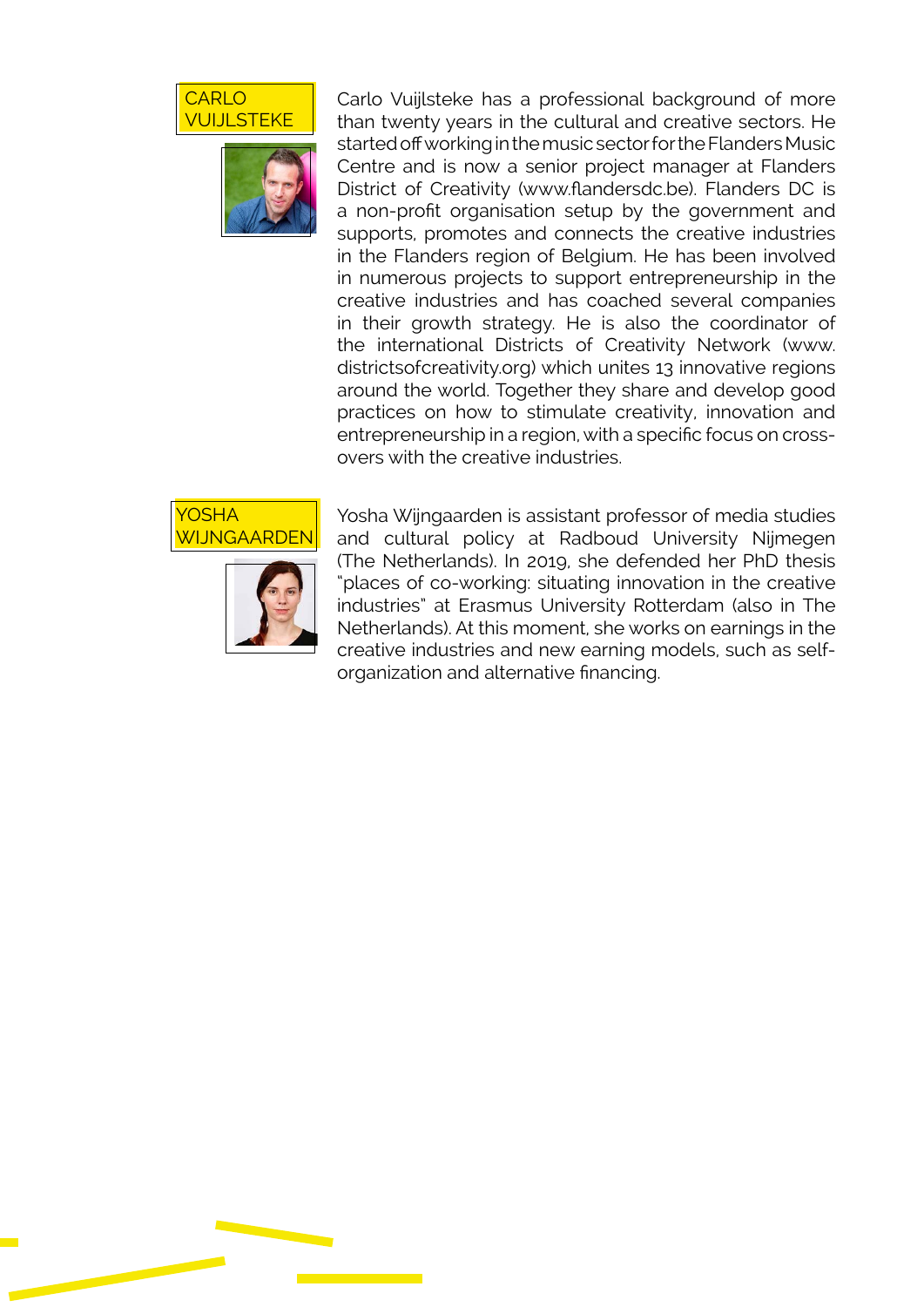## CARLO VUIJLSTEKE

Carlo Vuijlsteke has a professional background of more than twenty years in the cultural and creative sectors. He started off working in the music sector for the Flanders Music Centre and is now a senior project manager at Flanders District of Creativity (www.flandersdc.be). Flanders DC is a non-profit organisation setup by the government and supports, promotes and connects the creative industries in the Flanders region of Belgium. He has been involved in numerous projects to support entrepreneurship in the creative industries and has coached several companies in their growth strategy. He is also the coordinator of the international Districts of Creativity Network (www.districtsofcreativity.org) which unites 13 innovative regions around the world. Together they share and develop good practices on how to stimulate creativity, innovation and entrepreneurship in a region, with a specific focus on cross-overs with the creative industries.

## YOSHA WIJNGAARDEN

Yosha Wijngaarden is assistant professor of media studies and cultural policy at Radboud University Nijmegen (The Netherlands). In 2019, she defended her PhD thesis "places of co-working: situating innovation in the creative industries" at Erasmus University Rotterdam (also in The Netherlands). At this moment, she works on earnings in the creative industries and new earning models, such as self-organization and alternative financing.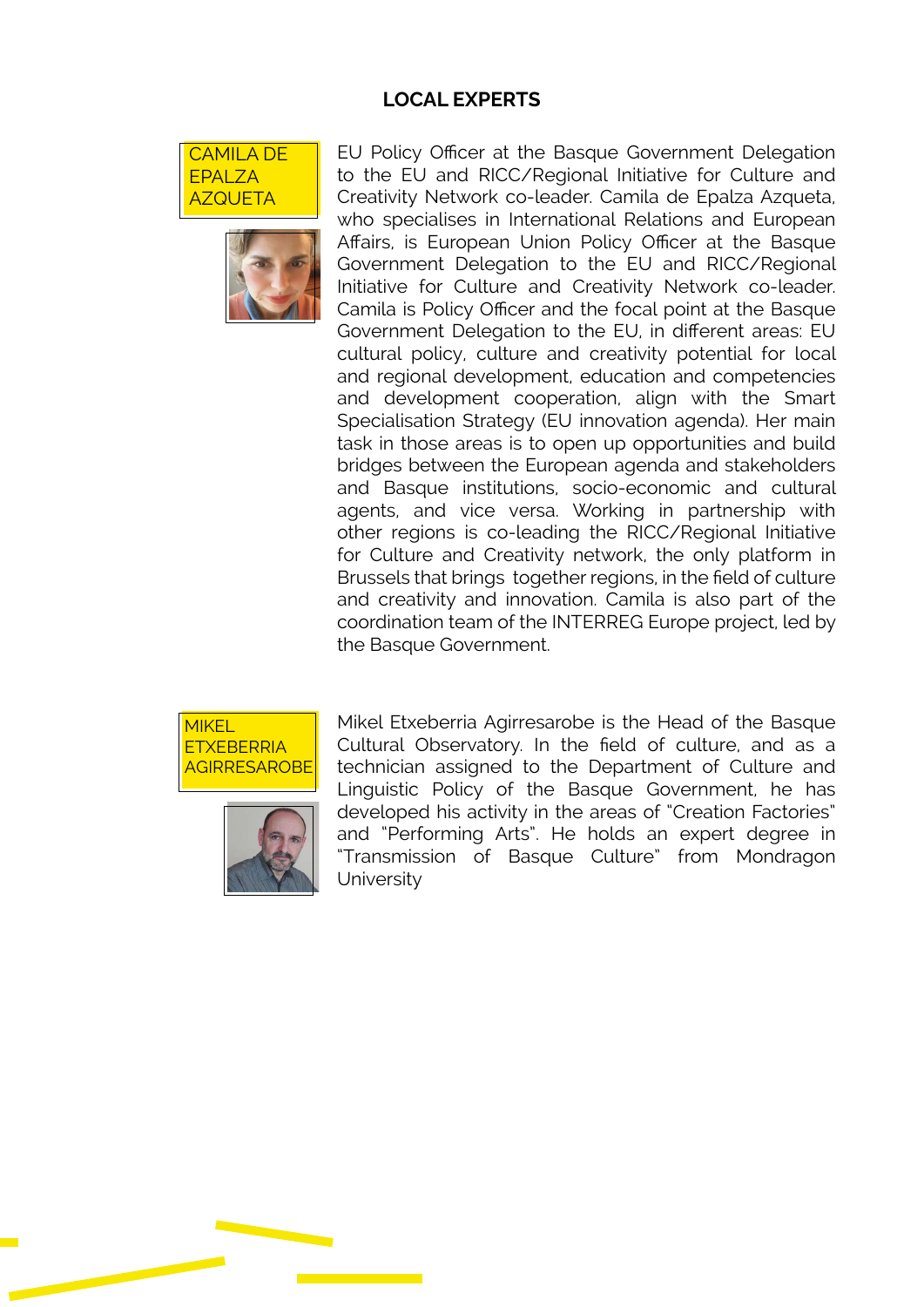## LOCAL EXPERTS

**CAMILA DE EPALZA AZQUETA**

EU Policy Officer at the Basque Government Delegation to the EU and RICC/Regional Initiative for Culture and Creativity Network co-leader. Camila de Epalza Azqueta, who specialises in International Relations and European Affairs, is European Union Policy Officer at the Basque Government Delegation to the EU and RICC/Regional Initiative for Culture and Creativity Network co-leader. Camila is Policy Officer and the focal point at the Basque Government Delegation to the EU, in different areas: EU cultural policy, culture and creativity potential for local and regional development, education and competencies and development cooperation, align with the Smart Specialisation Strategy (EU innovation agenda). Her main task in those areas is to open up opportunities and build bridges between the European agenda and stakeholders and Basque institutions, socio-economic and cultural agents, and vice versa. Working in partnership with other regions is co-leading the RICC/Regional Initiative for Culture and Creativity network, the only platform in Brussels that brings together regions, in the field of culture and creativity and innovation. Camila is also part of the coordination team of the INTERREG Europe project, led by the Basque Government.

**MIKEL ETXEBERRIA AGIRRESAROBE**

Mikel Etxeberria Agirresarobe is the Head of the Basque Cultural Observatory. In the field of culture, and as a technician assigned to the Department of Culture and Linguistic Policy of the Basque Government, he has developed his activity in the areas of "Creation Factories" and "Performing Arts". He holds an expert degree in "Transmission of Basque Culture" from Mondragon University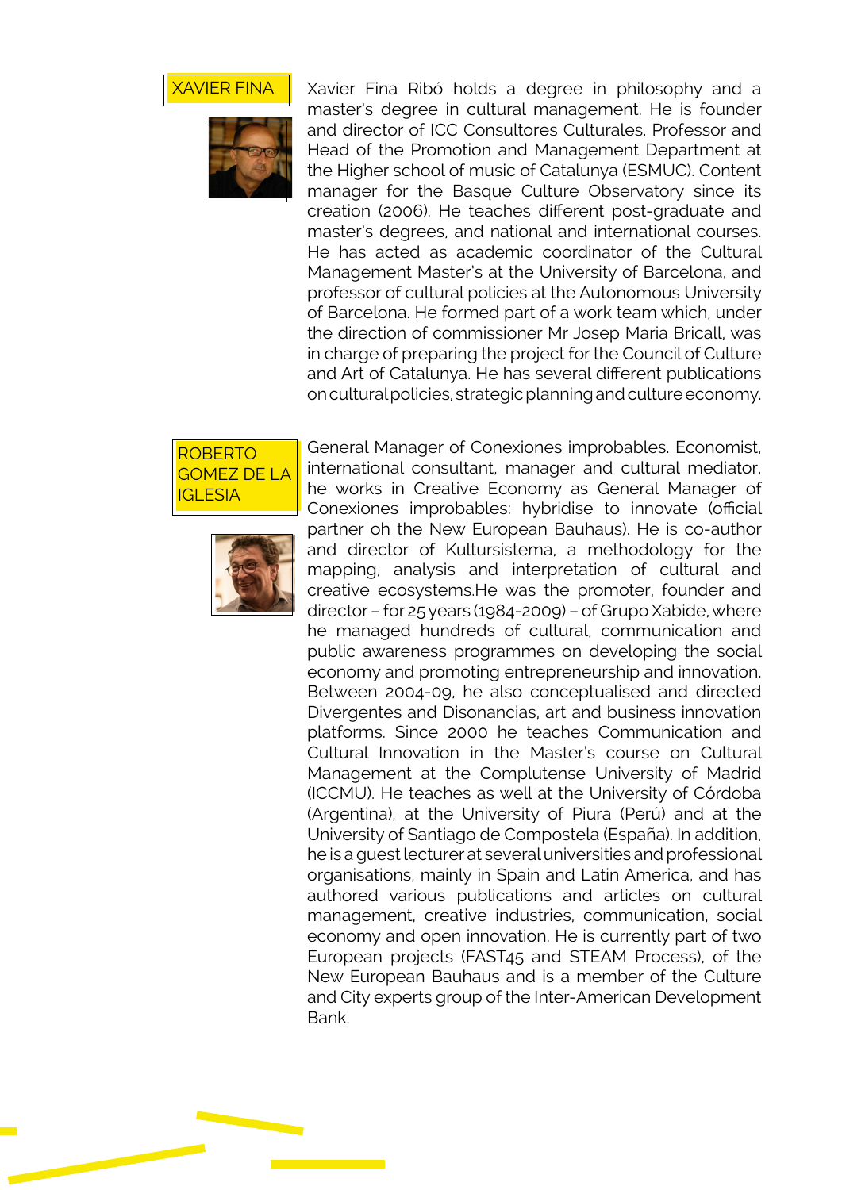## XAVIER FINA

Xavier Fina Ribó holds a degree in philosophy and a master's degree in cultural management. He is founder and director of ICC Consultores Culturales. Professor and Head of the Promotion and Management Department at the Higher school of music of Catalunya (ESMUC). Content manager for the Basque Culture Observatory since its creation (2006). He teaches different post-graduate and master's degrees, and national and international courses. He has acted as academic coordinator of the Cultural Management Master's at the University of Barcelona, and professor of cultural policies at the Autonomous University of Barcelona. He formed part of a work team which, under the direction of commissioner Mr Josep Maria Bricall, was in charge of preparing the project for the Council of Culture and Art of Catalunya. He has several different publications on cultural policies, strategic planning and culture economy.

## ROBERTO GOMEZ DE LA IGLESIA

General Manager of Conexiones improbables. Economist, international consultant, manager and cultural mediator, he works in Creative Economy as General Manager of Conexiones improbables: hybridise to innovate (official partner oh the New European Bauhaus). He is co-author and director of Kultursistema, a methodology for the mapping, analysis and interpretation of cultural and creative ecosystems.He was the promoter, founder and director – for 25 years (1984-2009) – of Grupo Xabide, where he managed hundreds of cultural, communication and public awareness programmes on developing the social economy and promoting entrepreneurship and innovation. Between 2004-09, he also conceptualised and directed Divergentes and Disonancias, art and business innovation platforms. Since 2000 he teaches Communication and Cultural Innovation in the Master's course on Cultural Management at the Complutense University of Madrid (ICCMU). He teaches as well at the University of Córdoba (Argentina), at the University of Piura (Perú) and at the University of Santiago de Compostela (España). In addition, he is a guest lecturer at several universities and professional organisations, mainly in Spain and Latin America, and has authored various publications and articles on cultural management, creative industries, communication, social economy and open innovation. He is currently part of two European projects (FAST45 and STEAM Process), of the New European Bauhaus and is a member of the Culture and City experts group of the Inter-American Development Bank.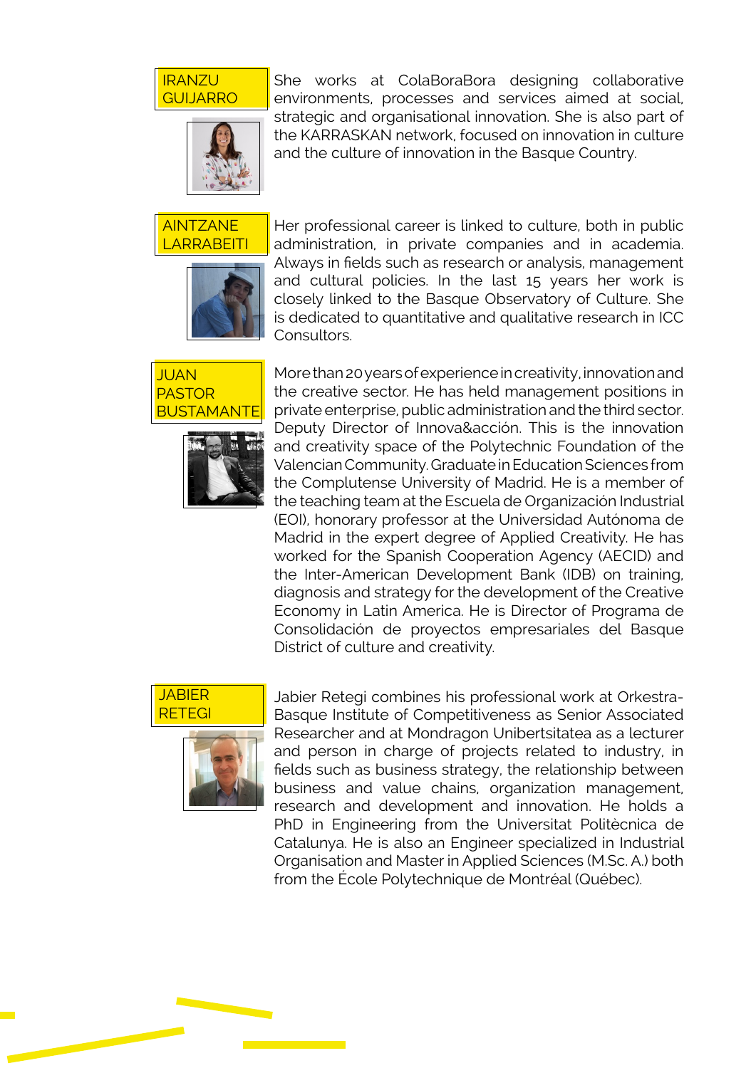**IRANZU GUIJARRO**

She works at ColaBoraBora designing collaborative environments, processes and services aimed at social, strategic and organisational innovation. She is also part of the KARRASKAN network, focused on innovation in culture and the culture of innovation in the Basque Country.

**AINTZANE LARRABEITI**

Her professional career is linked to culture, both in public administration, in private companies and in academia. Always in fields such as research or analysis, management and cultural policies. In the last 15 years her work is closely linked to the Basque Observatory of Culture. She is dedicated to quantitative and qualitative research in ICC Consultors.

**JUAN PASTOR BUSTAMANTE**

More than 20 years of experience in creativity, innovation and the creative sector. He has held management positions in private enterprise, public administration and the third sector. Deputy Director of Innova&acción. This is the innovation and creativity space of the Polytechnic Foundation of the Valencian Community. Graduate in Education Sciences from the Complutense University of Madrid. He is a member of the teaching team at the Escuela de Organización Industrial (EOI), honorary professor at the Universidad Autónoma de Madrid in the expert degree of Applied Creativity. He has worked for the Spanish Cooperation Agency (AECID) and the Inter-American Development Bank (IDB) on training, diagnosis and strategy for the development of the Creative Economy in Latin America. He is Director of Programa de Consolidación de proyectos empresariales del Basque District of culture and creativity.

**JABIER RETEGI**

Jabier Retegi combines his professional work at Orkestra-Basque Institute of Competitiveness as Senior Associated Researcher and at Mondragon Unibertsitatea as a lecturer and person in charge of projects related to industry, in fields such as business strategy, the relationship between business and value chains, organization management, research and development and innovation. He holds a PhD in Engineering from the Universitat Politècnica de Catalunya. He is also an Engineer specialized in Industrial Organisation and Master in Applied Sciences (M.Sc. A.) both from the École Polytechnique de Montréal (Québec).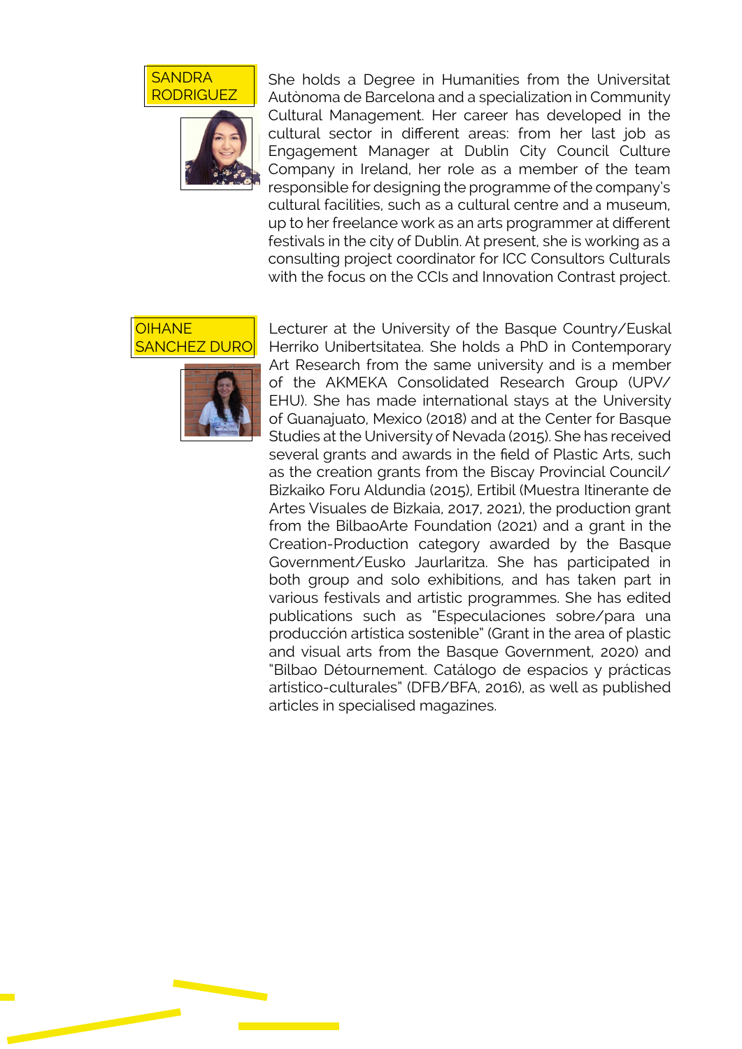### SANDRA RODRIGUEZ

She holds a Degree in Humanities from the Universitat Autònoma de Barcelona and a specialization in Community Cultural Management. Her career has developed in the cultural sector in different areas: from her last job as Engagement Manager at Dublin City Council Culture Company in Ireland, her role as a member of the team responsible for designing the programme of the company's cultural facilities, such as a cultural centre and a museum, up to her freelance work as an arts programmer at different festivals in the city of Dublin. At present, she is working as a consulting project coordinator for ICC Consultors Culturals with the focus on the CCIs and Innovation Contrast project.

### OIHANE SANCHEZ DURO

Lecturer at the University of the Basque Country/Euskal Herriko Unibertsitatea. She holds a PhD in Contemporary Art Research from the same university and is a member of the AKMEKA Consolidated Research Group (UPV/EHU). She has made international stays at the University of Guanajuato, Mexico (2018) and at the Center for Basque Studies at the University of Nevada (2015). She has received several grants and awards in the field of Plastic Arts, such as the creation grants from the Biscay Provincial Council/Bizkaiko Foru Aldundia (2015), Ertibil (Muestra Itinerante de Artes Visuales de Bizkaia, 2017, 2021), the production grant from the BilbaoArte Foundation (2021) and a grant in the Creation-Production category awarded by the Basque Government/Eusko Jaurlaritza. She has participated in both group and solo exhibitions, and has taken part in various festivals and artistic programmes. She has edited publications such as "Especulaciones sobre/para una producción artistica sostenible" (Grant in the area of plastic and visual arts from the Basque Government, 2020) and "Bilbao Détournement. Catálogo de espacios y prácticas artístico-culturales" (DFB/BFA, 2016), as well as published articles in specialised magazines.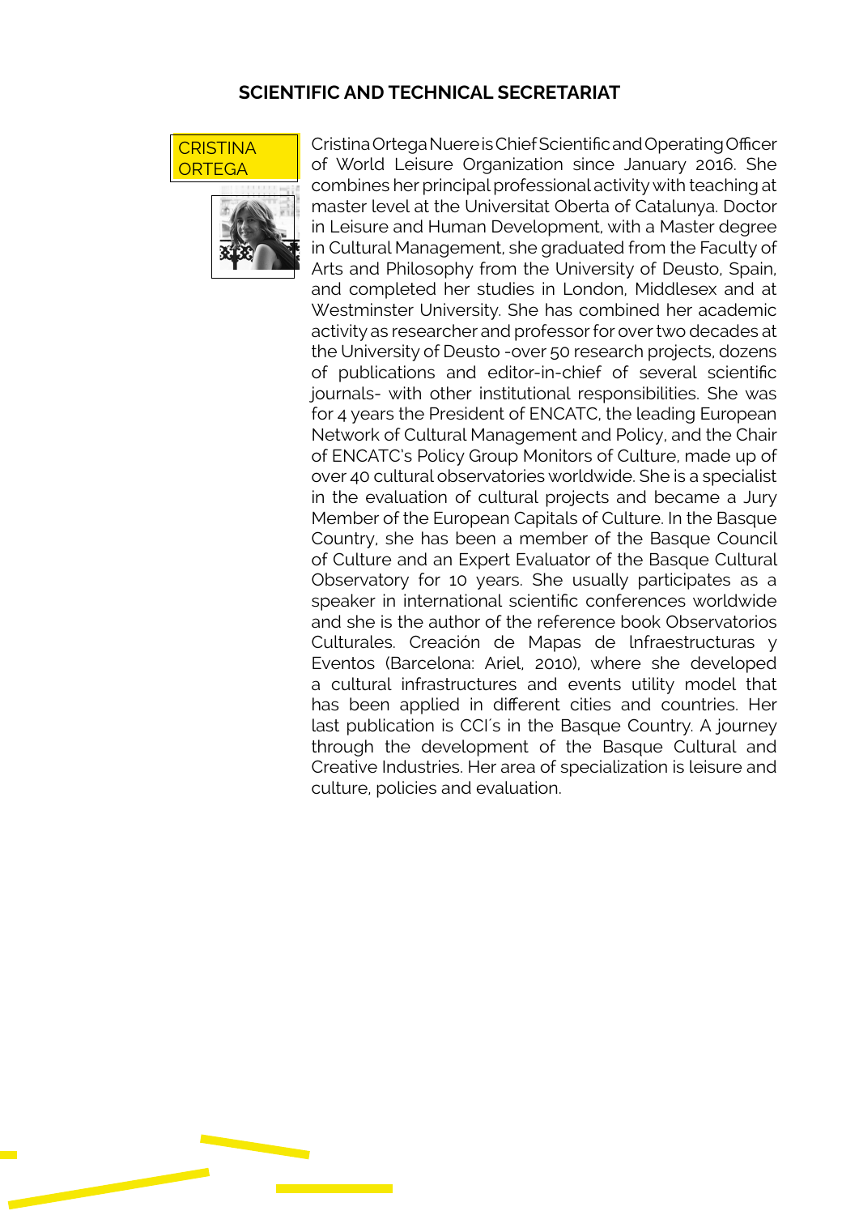## SCIENTIFIC AND TECHNICAL SECRETARIAT

### CRISTINA ORTEGA

Cristina Ortega Nuere is Chief Scientific and Operating Officer of World Leisure Organization since January 2016. She combines her principal professional activity with teaching at master level at the Universitat Oberta of Catalunya. Doctor in Leisure and Human Development, with a Master degree in Cultural Management, she graduated from the Faculty of Arts and Philosophy from the University of Deusto, Spain, and completed her studies in London, Middlesex and at Westminster University. She has combined her academic activity as researcher and professor for over two decades at the University of Deusto -over 50 research projects, dozens of publications and editor-in-chief of several scientific journals- with other institutional responsibilities. She was for 4 years the President of ENCATC, the leading European Network of Cultural Management and Policy, and the Chair of ENCATC's Policy Group Monitors of Culture, made up of over 40 cultural observatories worldwide. She is a specialist in the evaluation of cultural projects and became a Jury Member of the European Capitals of Culture. In the Basque Country, she has been a member of the Basque Council of Culture and an Expert Evaluator of the Basque Cultural Observatory for 10 years. She usually participates as a speaker in international scientific conferences worldwide and she is the author of the reference book Observatorios Culturales. Creación de Mapas de lnfraestructuras y Eventos (Barcelona: Ariel, 2010), where she developed a cultural infrastructures and events utility model that has been applied in different cities and countries. Her last publication is CCI´s in the Basque Country. A journey through the development of the Basque Cultural and Creative Industries. Her area of specialization is leisure and culture, policies and evaluation.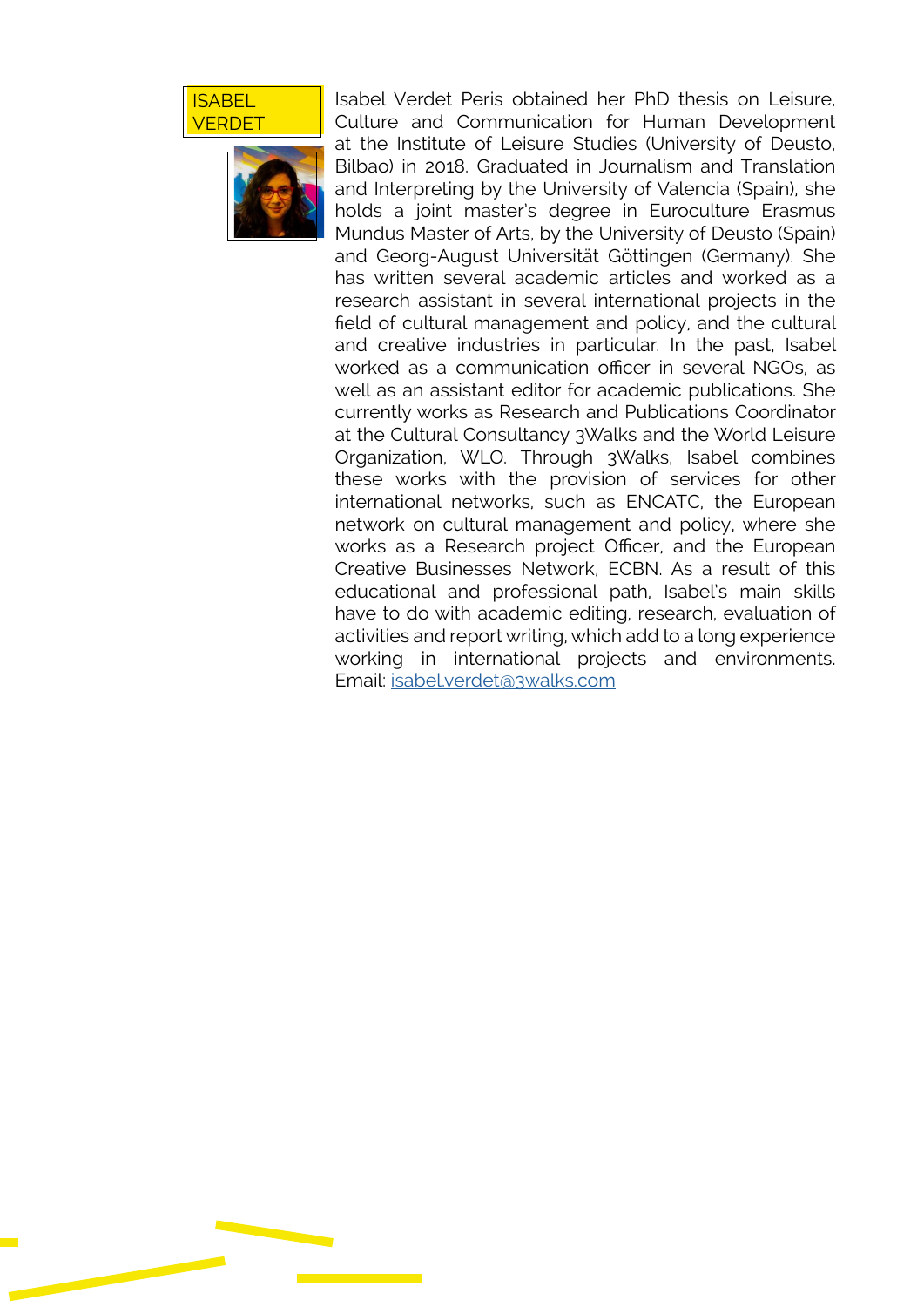## ISABEL VERDET

Isabel Verdet Peris obtained her PhD thesis on Leisure, Culture and Communication for Human Development at the Institute of Leisure Studies (University of Deusto, Bilbao) in 2018. Graduated in Journalism and Translation and Interpreting by the University of Valencia (Spain), she holds a joint master's degree in Euroculture Erasmus Mundus Master of Arts, by the University of Deusto (Spain) and Georg-August Universität Göttingen (Germany). She has written several academic articles and worked as a research assistant in several international projects in the field of cultural management and policy, and the cultural and creative industries in particular. In the past, Isabel worked as a communication officer in several NGOs, as well as an assistant editor for academic publications. She currently works as Research and Publications Coordinator at the Cultural Consultancy 3Walks and the World Leisure Organization, WLO. Through 3Walks, Isabel combines these works with the provision of services for other international networks, such as ENCATC, the European network on cultural management and policy, where she works as a Research project Officer, and the European Creative Businesses Network, ECBN. As a result of this educational and professional path, Isabel's main skills have to do with academic editing, research, evaluation of activities and report writing, which add to a long experience working in international projects and environments. Email: isabel.verdet@3walks.com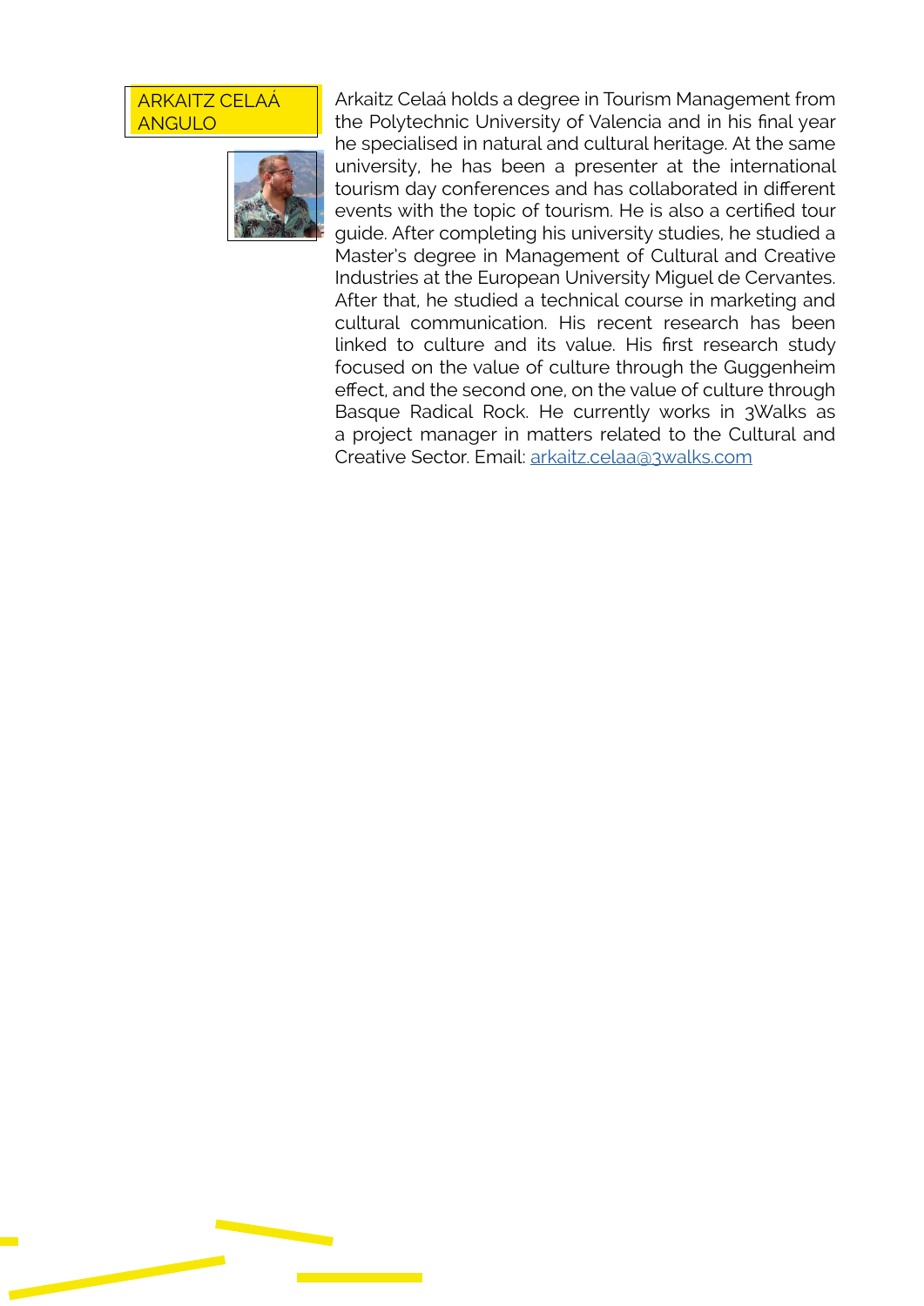## ARKAITZ CELAÁ ANGULO

Arkaitz Celaá holds a degree in Tourism Management from the Polytechnic University of Valencia and in his final year he specialised in natural and cultural heritage. At the same university, he has been a presenter at the international tourism day conferences and has collaborated in different events with the topic of tourism. He is also a certified tour guide. After completing his university studies, he studied a Master's degree in Management of Cultural and Creative Industries at the European University Miguel de Cervantes. After that, he studied a technical course in marketing and cultural communication. His recent research has been linked to culture and its value. His first research study focused on the value of culture through the Guggenheim effect, and the second one, on the value of culture through Basque Radical Rock. He currently works in 3Walks as a project manager in matters related to the Cultural and Creative Sector. Email: arkaitz.celaa@3walks.com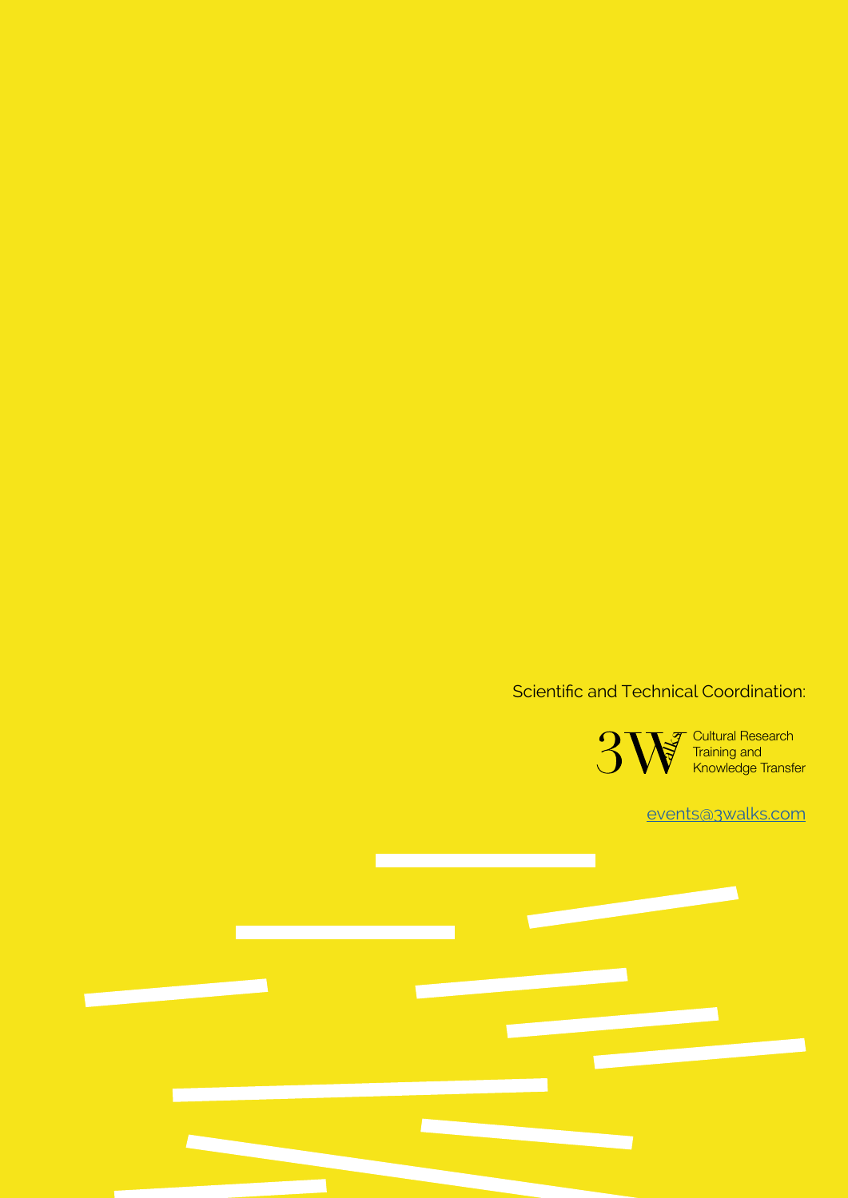Scientific and Technical Coordination:

3W Cultural Research Training and Knowledge Transfer

events@3walks.com